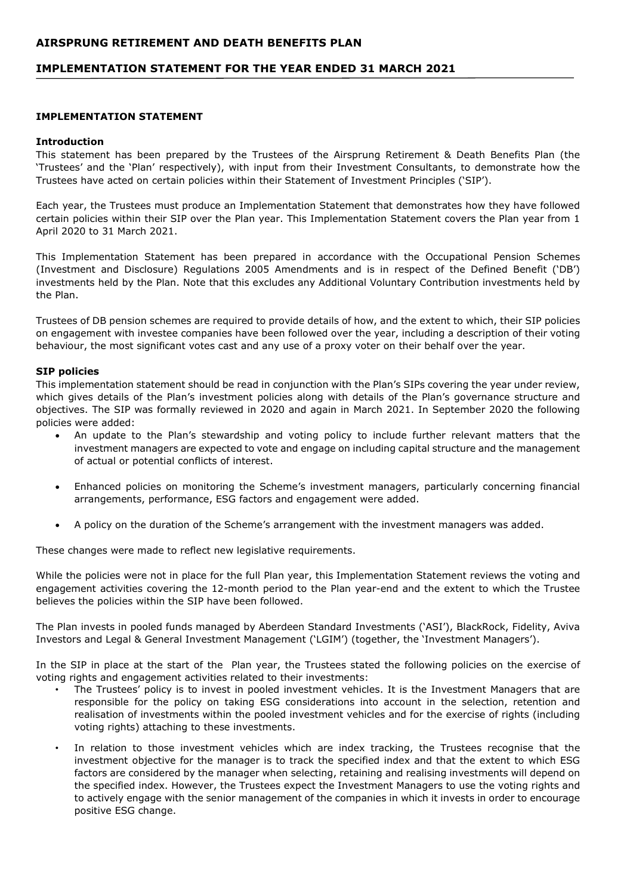# AIRSPRUNG RETIREMENT AND DEATH BENEFITS PLAN

## IMPLEMENTATION STATEMENT FOR THE YEAR ENDED 31 MARCH 2021

### IMPLEMENTATION STATEMENT

**Introduction**

This statement has been prepared by the Trustees of the Airsprung Retirement & Death Benefits Plan (the 'Trustees' and the 'Plan' respectively), with input from their Investment Consultants, to demonstrate how the Trustees have acted on certain policies within their Statement of Investment Principles ('SIP').

Each year, the Trustees must produce an Implementation Statement that demonstrates how they have followed certain policies within their SIP over the Plan year. This Implementation Statement covers the Plan year from 1 April 2020 to 31 March 2021.

This Implementation Statement has been prepared in accordance with the Occupational Pension Schemes (Investment and Disclosure) Regulations 2005 Amendments and is in respect of the Defined Benefit ('DB') investments held by the Plan. Note that this excludes any Additional Voluntary Contribution investments held by the Plan.

Trustees of DB pension schemes are required to provide details of how, and the extent to which, their SIP policies on engagement with investee companies have been followed over the year, including a description of their voting behaviour, the most significant votes cast and any use of a proxy voter on their behalf over the year.

**SIP policies**

This implementation statement should be read in conjunction with the Plan's SIPs covering the year under review, which gives details of the Plan's investment policies along with details of the Plan's governance structure and objectives. The SIP was formally reviewed in 2020 and again in March 2021. In September 2020 the following policies were added:

- An update to the Plan's stewardship and voting policy to include further relevant matters that the investment managers are expected to vote and engage on including capital structure and the management of actual or potential conflicts of interest.
- Enhanced policies on monitoring the Scheme's investment managers, particularly concerning financial arrangements, performance, ESG factors and engagement were added.
- A policy on the duration of the Scheme's arrangement with the investment managers was added.

These changes were made to reflect new legislative requirements.

While the policies were not in place for the full Plan year, this Implementation Statement reviews the voting and engagement activities covering the 12-month period to the Plan year-end and the extent to which the Trustee believes the policies within the SIP have been followed.

The Plan invests in pooled funds managed by Aberdeen Standard Investments ('ASI'), BlackRock, Fidelity, Aviva Investors and Legal & General Investment Management ('LGIM') (together, the 'Investment Managers').

In the SIP in place at the start of the Plan year, the Trustees stated the following policies on the exercise of voting rights and engagement activities related to their investments:

- The Trustees' policy is to invest in pooled investment vehicles. It is the Investment Managers that are responsible for the policy on taking ESG considerations into account in the selection, retention and realisation of investments within the pooled investment vehicles and for the exercise of rights (including voting rights) attaching to these investments.
- In relation to those investment vehicles which are index tracking, the Trustees recognise that the investment objective for the manager is to track the specified index and that the extent to which ESG factors are considered by the manager when selecting, retaining and realising investments will depend on the specified index. However, the Trustees expect the Investment Managers to use the voting rights and to actively engage with the senior management of the companies in which it invests in order to encourage positive ESG change.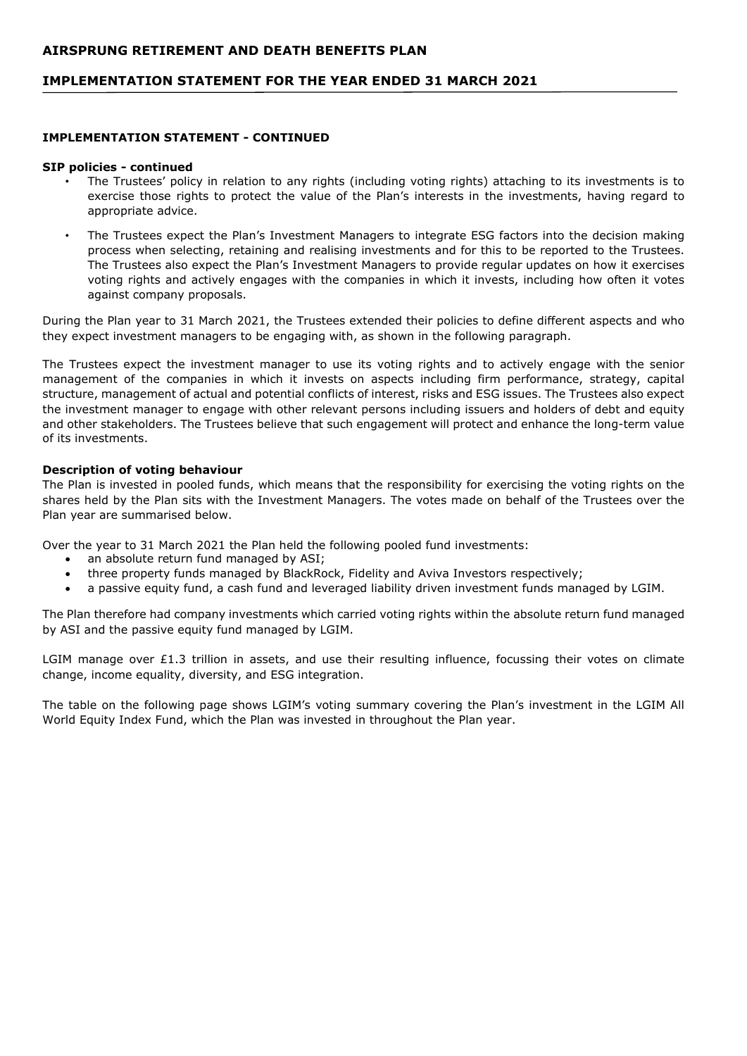## IMPLEMENTATION STATEMENT - CONTINUED

**SIP policies - continued**

- The Trustees' policy in relation to any rights (including voting rights) attaching to its investments is to exercise those rights to protect the value of the Plan's interests in the investments, having regard to appropriate advice.
- The Trustees expect the Plan's Investment Managers to integrate ESG factors into the decision making process when selecting, retaining and realising investments and for this to be reported to the Trustees. The Trustees also expect the Plan's Investment Managers to provide regular updates on how it exercises voting rights and actively engages with the companies in which it invests, including how often it votes against company proposals.

During the Plan year to 31 March 2021, the Trustees extended their policies to define different aspects and who they expect investment managers to be engaging with, as shown in the following paragraph.

The Trustees expect the investment manager to use its voting rights and to actively engage with the senior management of the companies in which it invests on aspects including firm performance, strategy, capital structure, management of actual and potential conflicts of interest, risks and ESG issues. The Trustees also expect the investment manager to engage with other relevant persons including issuers and holders of debt and equity and other stakeholders. The Trustees believe that such engagement will protect and enhance the long-term value of its investments.

**Description of voting behaviour**

The Plan is invested in pooled funds, which means that the responsibility for exercising the voting rights on the shares held by the Plan sits with the Investment Managers. The votes made on behalf of the Trustees over the Plan year are summarised below.

Over the year to 31 March 2021 the Plan held the following pooled fund investments:

- an absolute return fund managed by ASI;
- three property funds managed by BlackRock, Fidelity and Aviva Investors respectively;
- a passive equity fund, a cash fund and leveraged liability driven investment funds managed by LGIM.

The Plan therefore had company investments which carried voting rights within the absolute return fund managed by ASI and the passive equity fund managed by LGIM.

LGIM manage over £1.3 trillion in assets, and use their resulting influence, focussing their votes on climate change, income equality, diversity, and ESG integration.

The table on the following page shows LGIM's voting summary covering the Plan's investment in the LGIM All World Equity Index Fund, which the Plan was invested in throughout the Plan year.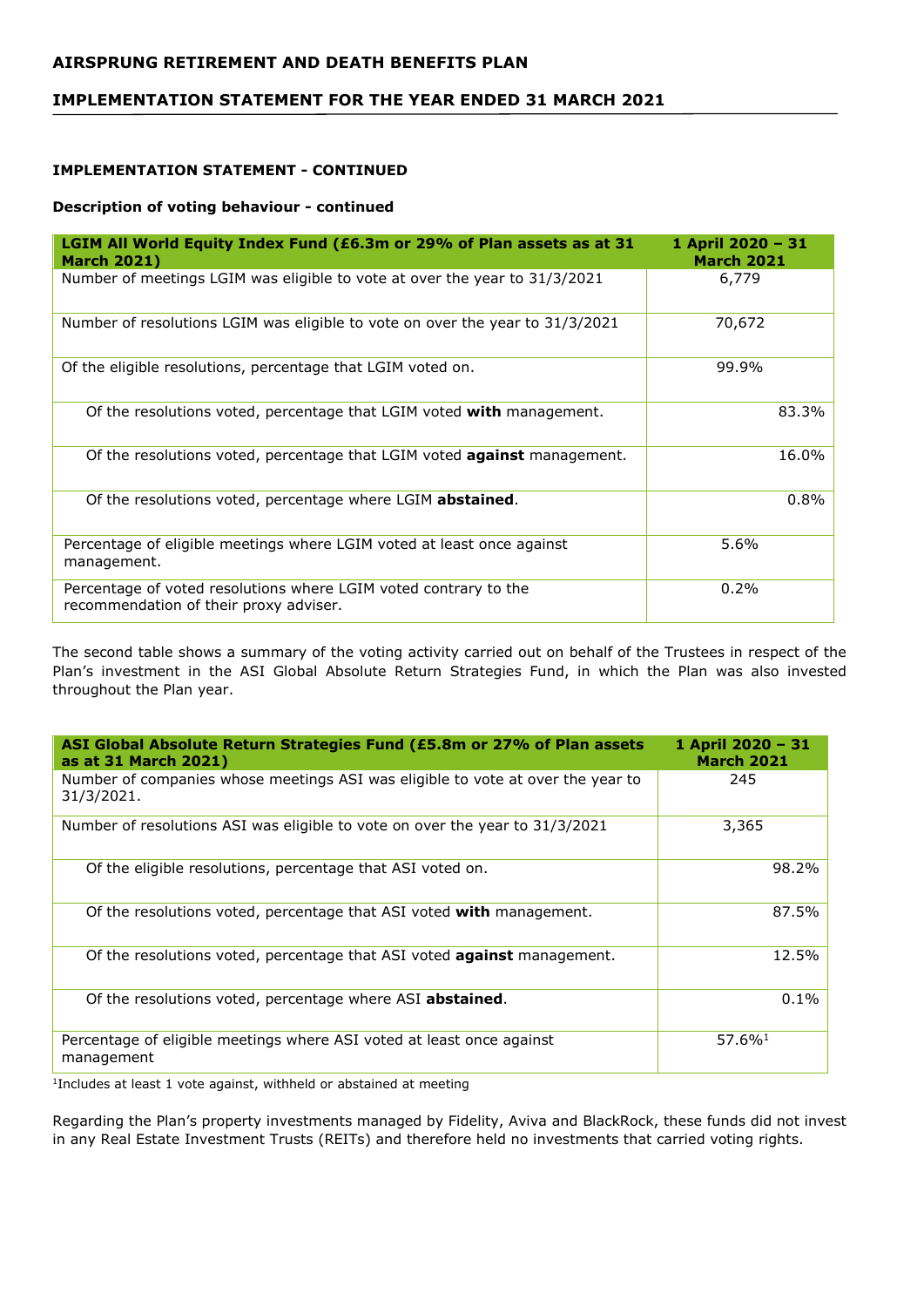### IMPLEMENTATION STATEMENT - CONTINUED

**Description of voting behaviour - continued**

| LGIM All World Equity Index Fund (£6.3m or 29% of Plan assets as at 31 March 2021) | 1 April 2020 – 31 March 2021 |
|---|---|
| Number of meetings LGIM was eligible to vote at over the year to 31/3/2021 | 6,779 |
| Number of resolutions LGIM was eligible to vote on over the year to 31/3/2021 | 70,672 |
| Of the eligible resolutions, percentage that LGIM voted on. | 99.9% |
| Of the resolutions voted, percentage that LGIM voted **with** management. | 83.3% |
| Of the resolutions voted, percentage that LGIM voted **against** management. | 16.0% |
| Of the resolutions voted, percentage where LGIM **abstained**. | 0.8% |
| Percentage of eligible meetings where LGIM voted at least once against management. | 5.6% |
| Percentage of voted resolutions where LGIM voted contrary to the recommendation of their proxy adviser. | 0.2% |

The second table shows a summary of the voting activity carried out on behalf of the Trustees in respect of the Plan's investment in the ASI Global Absolute Return Strategies Fund, in which the Plan was also invested throughout the Plan year.

| ASI Global Absolute Return Strategies Fund (£5.8m or 27% of Plan assets as at 31 March 2021) | 1 April 2020 – 31 March 2021 |
|---|---|
| Number of companies whose meetings ASI was eligible to vote at over the year to 31/3/2021. | 245 |
| Number of resolutions ASI was eligible to vote on over the year to 31/3/2021 | 3,365 |
| Of the eligible resolutions, percentage that ASI voted on. | 98.2% |
| Of the resolutions voted, percentage that ASI voted **with** management. | 87.5% |
| Of the resolutions voted, percentage that ASI voted **against** management. | 12.5% |
| Of the resolutions voted, percentage where ASI **abstained**. | 0.1% |
| Percentage of eligible meetings where ASI voted at least once against management | 57.6%[1] |

[1]Includes at least 1 vote against, withheld or abstained at meeting

Regarding the Plan's property investments managed by Fidelity, Aviva and BlackRock, these funds did not invest in any Real Estate Investment Trusts (REITs) and therefore held no investments that carried voting rights.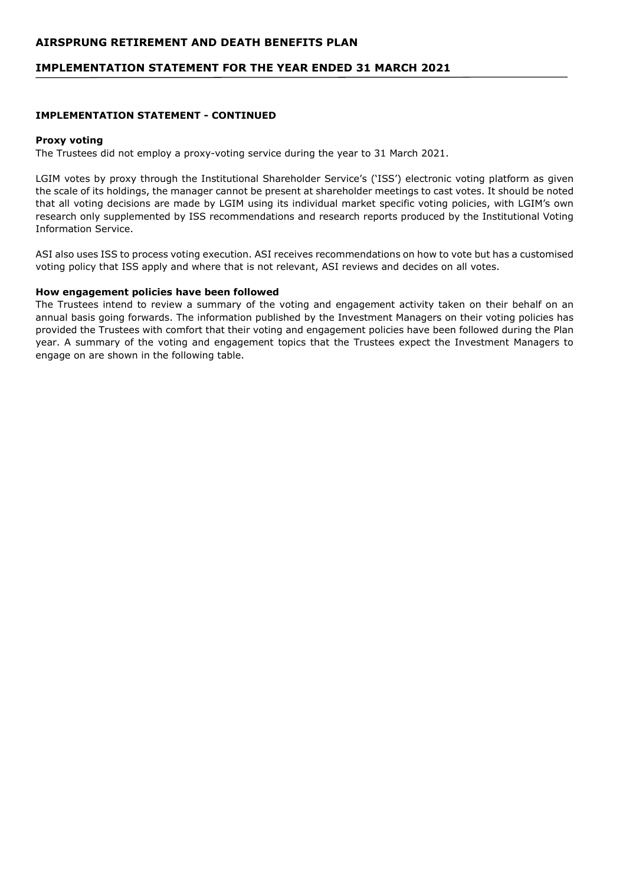### IMPLEMENTATION STATEMENT - CONTINUED

#### Proxy voting

The Trustees did not employ a proxy-voting service during the year to 31 March 2021.

LGIM votes by proxy through the Institutional Shareholder Service's ('ISS') electronic voting platform as given the scale of its holdings, the manager cannot be present at shareholder meetings to cast votes. It should be noted that all voting decisions are made by LGIM using its individual market specific voting policies, with LGIM's own research only supplemented by ISS recommendations and research reports produced by the Institutional Voting Information Service.

ASI also uses ISS to process voting execution. ASI receives recommendations on how to vote but has a customised voting policy that ISS apply and where that is not relevant, ASI reviews and decides on all votes.

#### How engagement policies have been followed

The Trustees intend to review a summary of the voting and engagement activity taken on their behalf on an annual basis going forwards. The information published by the Investment Managers on their voting policies has provided the Trustees with comfort that their voting and engagement policies have been followed during the Plan year. A summary of the voting and engagement topics that the Trustees expect the Investment Managers to engage on are shown in the following table.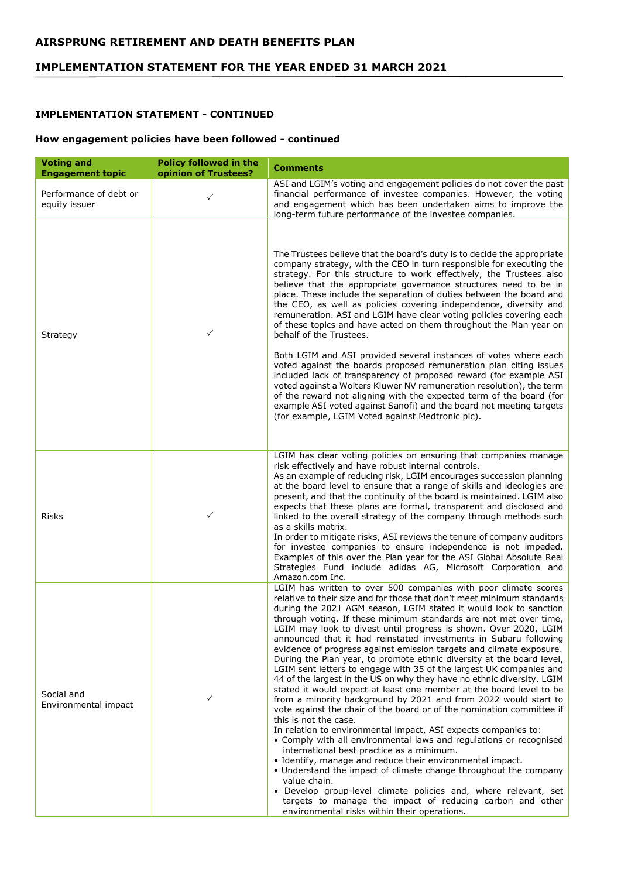## IMPLEMENTATION STATEMENT - CONTINUED

### How engagement policies have been followed - continued

| Voting and Engagement topic | Policy followed in the opinion of Trustees? | Comments |
|---|---|---|
| Performance of debt or equity issuer | ✓ | ASI and LGIM's voting and engagement policies do not cover the past financial performance of investee companies. However, the voting and engagement which has been undertaken aims to improve the long-term future performance of the investee companies. |
| Strategy | ✓ | The Trustees believe that the board's duty is to decide the appropriate company strategy, with the CEO in turn responsible for executing the strategy. For this structure to work effectively, the Trustees also believe that the appropriate governance structures need to be in place. These include the separation of duties between the board and the CEO, as well as policies covering independence, diversity and remuneration. ASI and LGIM have clear voting policies covering each of these topics and have acted on them throughout the Plan year on behalf of the Trustees.<br><br>Both LGIM and ASI provided several instances of votes where each voted against the boards proposed remuneration plan citing issues included lack of transparency of proposed reward (for example ASI voted against a Wolters Kluwer NV remuneration resolution), the term of the reward not aligning with the expected term of the board (for example ASI voted against Sanofi) and the board not meeting targets (for example, LGIM Voted against Medtronic plc). |
| Risks | ✓ | LGIM has clear voting policies on ensuring that companies manage risk effectively and have robust internal controls.<br>As an example of reducing risk, LGIM encourages succession planning at the board level to ensure that a range of skills and ideologies are present, and that the continuity of the board is maintained. LGIM also expects that these plans are formal, transparent and disclosed and linked to the overall strategy of the company through methods such as a skills matrix.<br>In order to mitigate risks, ASI reviews the tenure of company auditors for investee companies to ensure independence is not impeded. Examples of this over the Plan year for the ASI Global Absolute Real Strategies Fund include adidas AG, Microsoft Corporation and Amazon.com Inc. |
| Social and Environmental impact | ✓ | LGIM has written to over 500 companies with poor climate scores relative to their size and for those that don't meet minimum standards during the 2021 AGM season, LGIM stated it would look to sanction through voting. If these minimum standards are not met over time, LGIM may look to divest until progress is shown. Over 2020, LGIM announced that it had reinstated investments in Subaru following evidence of progress against emission targets and climate exposure. During the Plan year, to promote ethnic diversity at the board level, LGIM sent letters to engage with 35 of the largest UK companies and 44 of the largest in the US on why they have no ethnic diversity. LGIM stated it would expect at least one member at the board level to be from a minority background by 2021 and from 2022 would start to vote against the chair of the board or of the nomination committee if this is not the case.<br>In relation to environmental impact, ASI expects companies to:<br>• Comply with all environmental laws and regulations or recognised international best practice as a minimum.<br>• Identify, manage and reduce their environmental impact.<br>• Understand the impact of climate change throughout the company value chain.<br>• Develop group-level climate policies and, where relevant, set targets to manage the impact of reducing carbon and other environmental risks within their operations. |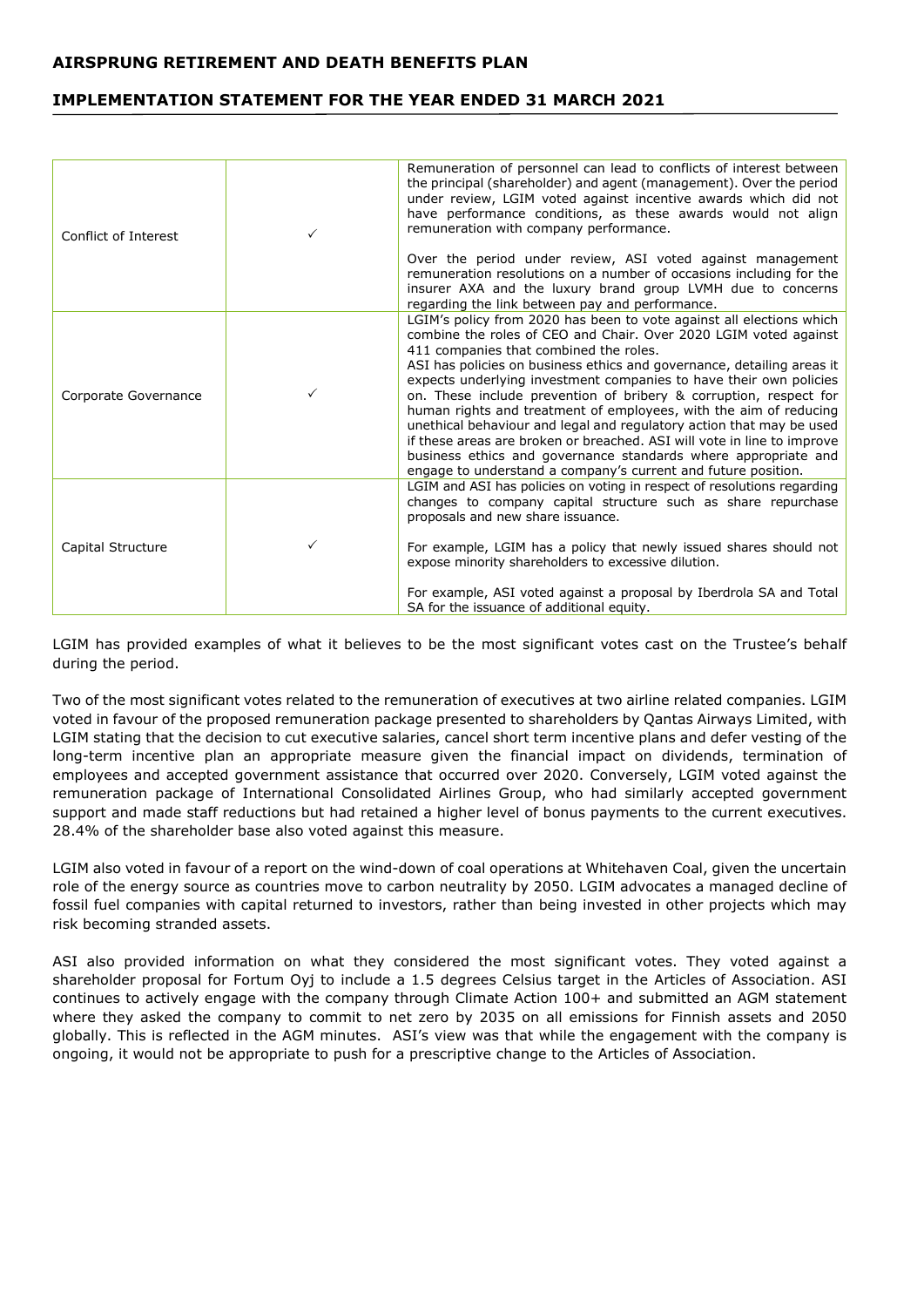| Conflict of Interest | ✓ | Remuneration of personnel can lead to conflicts of interest between the principal (shareholder) and agent (management). Over the period under review, LGIM voted against incentive awards which did not have performance conditions, as these awards would not align remuneration with company performance.<br><br>Over the period under review, ASI voted against management remuneration resolutions on a number of occasions including for the insurer AXA and the luxury brand group LVMH due to concerns regarding the link between pay and performance. |
|---|---|---|
| Corporate Governance | ✓ | LGIM's policy from 2020 has been to vote against all elections which combine the roles of CEO and Chair. Over 2020 LGIM voted against 411 companies that combined the roles.<br>ASI has policies on business ethics and governance, detailing areas it expects underlying investment companies to have their own policies on. These include prevention of bribery & corruption, respect for human rights and treatment of employees, with the aim of reducing unethical behaviour and legal and regulatory action that may be used if these areas are broken or breached. ASI will vote in line to improve business ethics and governance standards where appropriate and engage to understand a company's current and future position. |
| Capital Structure | ✓ | LGIM and ASI has policies on voting in respect of resolutions regarding changes to company capital structure such as share repurchase proposals and new share issuance.<br><br>For example, LGIM has a policy that newly issued shares should not expose minority shareholders to excessive dilution.<br><br>For example, ASI voted against a proposal by Iberdrola SA and Total SA for the issuance of additional equity. |

LGIM has provided examples of what it believes to be the most significant votes cast on the Trustee's behalf during the period.

Two of the most significant votes related to the remuneration of executives at two airline related companies. LGIM voted in favour of the proposed remuneration package presented to shareholders by Qantas Airways Limited, with LGIM stating that the decision to cut executive salaries, cancel short term incentive plans and defer vesting of the long-term incentive plan an appropriate measure given the financial impact on dividends, termination of employees and accepted government assistance that occurred over 2020. Conversely, LGIM voted against the remuneration package of International Consolidated Airlines Group, who had similarly accepted government support and made staff reductions but had retained a higher level of bonus payments to the current executives. 28.4% of the shareholder base also voted against this measure.

LGIM also voted in favour of a report on the wind-down of coal operations at Whitehaven Coal, given the uncertain role of the energy source as countries move to carbon neutrality by 2050. LGIM advocates a managed decline of fossil fuel companies with capital returned to investors, rather than being invested in other projects which may risk becoming stranded assets.

ASI also provided information on what they considered the most significant votes. They voted against a shareholder proposal for Fortum Oyj to include a 1.5 degrees Celsius target in the Articles of Association. ASI continues to actively engage with the company through Climate Action 100+ and submitted an AGM statement where they asked the company to commit to net zero by 2035 on all emissions for Finnish assets and 2050 globally. This is reflected in the AGM minutes. ASI's view was that while the engagement with the company is ongoing, it would not be appropriate to push for a prescriptive change to the Articles of Association.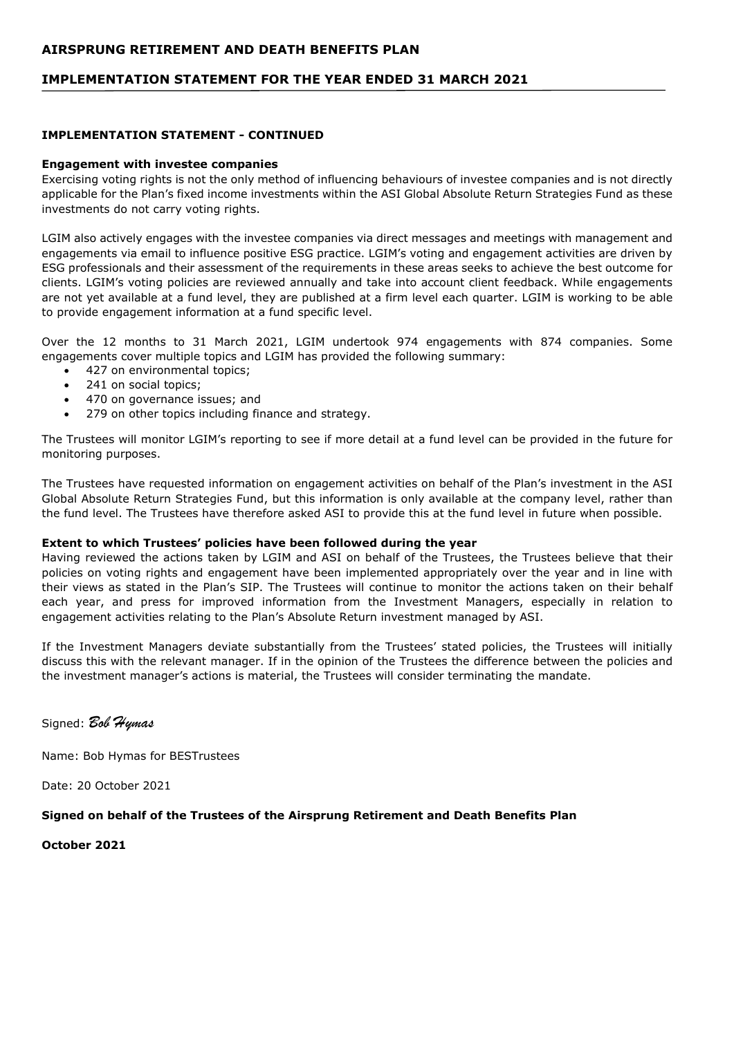**IMPLEMENTATION STATEMENT - CONTINUED**

**Engagement with investee companies**

Exercising voting rights is not the only method of influencing behaviours of investee companies and is not directly applicable for the Plan's fixed income investments within the ASI Global Absolute Return Strategies Fund as these investments do not carry voting rights.

LGIM also actively engages with the investee companies via direct messages and meetings with management and engagements via email to influence positive ESG practice. LGIM's voting and engagement activities are driven by ESG professionals and their assessment of the requirements in these areas seeks to achieve the best outcome for clients. LGIM's voting policies are reviewed annually and take into account client feedback. While engagements are not yet available at a fund level, they are published at a firm level each quarter. LGIM is working to be able to provide engagement information at a fund specific level.

Over the 12 months to 31 March 2021, LGIM undertook 974 engagements with 874 companies. Some engagements cover multiple topics and LGIM has provided the following summary:

- 427 on environmental topics;
- 241 on social topics;
- 470 on governance issues; and
- 279 on other topics including finance and strategy.

The Trustees will monitor LGIM's reporting to see if more detail at a fund level can be provided in the future for monitoring purposes.

The Trustees have requested information on engagement activities on behalf of the Plan's investment in the ASI Global Absolute Return Strategies Fund, but this information is only available at the company level, rather than the fund level. The Trustees have therefore asked ASI to provide this at the fund level in future when possible.

**Extent to which Trustees' policies have been followed during the year**

Having reviewed the actions taken by LGIM and ASI on behalf of the Trustees, the Trustees believe that their policies on voting rights and engagement have been implemented appropriately over the year and in line with their views as stated in the Plan's SIP. The Trustees will continue to monitor the actions taken on their behalf each year, and press for improved information from the Investment Managers, especially in relation to engagement activities relating to the Plan's Absolute Return investment managed by ASI.

If the Investment Managers deviate substantially from the Trustees' stated policies, the Trustees will initially discuss this with the relevant manager. If in the opinion of the Trustees the difference between the policies and the investment manager's actions is material, the Trustees will consider terminating the mandate.

Signed: *Bob Hymas*

Name: Bob Hymas for BESTrustees

Date: 20 October 2021

**Signed on behalf of the Trustees of the Airsprung Retirement and Death Benefits Plan**

**October 2021**